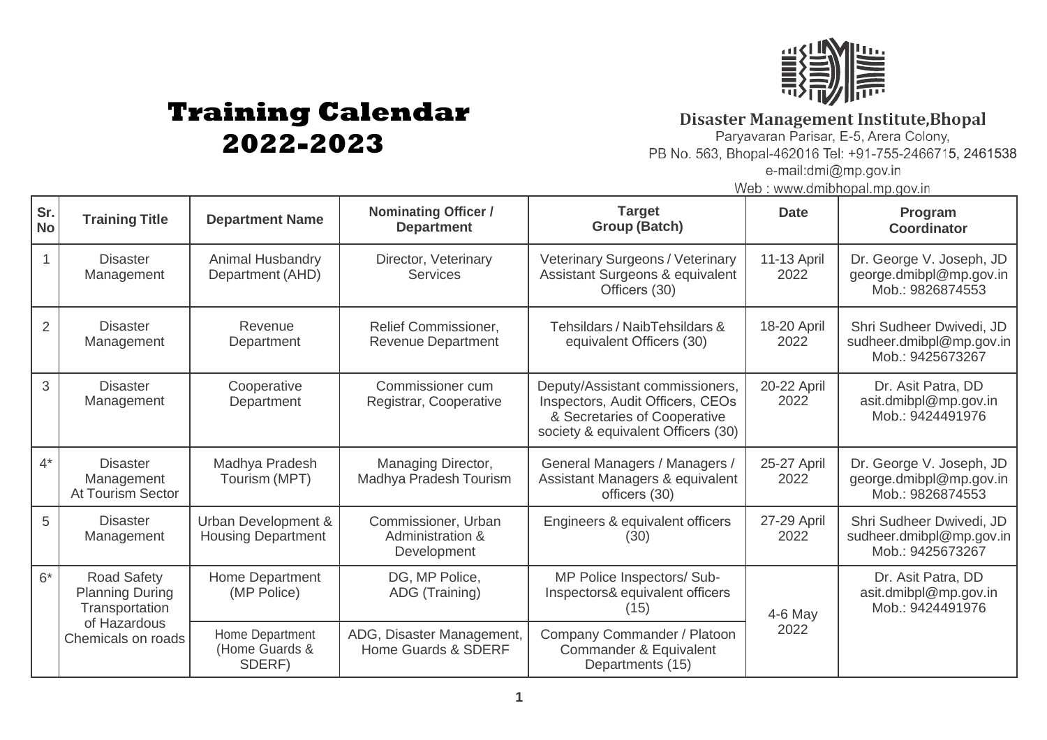# Training Calendar 2022-2023

**Disaster Management Institute,Bhopal**
Paryavaran Parisar, E-5, Arera Colony,
PB No. 563, Bhopal-462016 Tel: +91-755-2466715, 2461538
e-mail:dmi@mp.gov.in
Web : www.dmibhopal.mp.gov.in

| Sr. No | Training Title | Department Name | Nominating Officer / Department | Target Group (Batch) | Date | Program Coordinator |
|---|---|---|---|---|---|---|
| 1 | Disaster Management | Animal Husbandry Department (AHD) | Director, Veterinary Services | Veterinary Surgeons / Veterinary Assistant Surgeons & equivalent Officers (30) | 11-13 April 2022 | Dr. George V. Joseph, JD george.dmibpl@mp.gov.in Mob.: 9826874553 |
| 2 | Disaster Management | Revenue Department | Relief Commissioner, Revenue Department | Tehsildars / NaibTehsildars & equivalent Officers (30) | 18-20 April 2022 | Shri Sudheer Dwivedi, JD sudheer.dmibpl@mp.gov.in Mob.: 9425673267 |
| 3 | Disaster Management | Cooperative Department | Commissioner cum Registrar, Cooperative | Deputy/Assistant commissioners, Inspectors, Audit Officers, CEOs & Secretaries of Cooperative society & equivalent Officers (30) | 20-22 April 2022 | Dr. Asit Patra, DD asit.dmibpl@mp.gov.in Mob.: 9424491976 |
| 4* | Disaster Management At Tourism Sector | Madhya Pradesh Tourism (MPT) | Managing Director, Madhya Pradesh Tourism | General Managers / Managers / Assistant Managers & equivalent officers (30) | 25-27 April 2022 | Dr. George V. Joseph, JD george.dmibpl@mp.gov.in Mob.: 9826874553 |
| 5 | Disaster Management | Urban Development & Housing Department | Commissioner, Urban Administration & Development | Engineers & equivalent officers (30) | 27-29 April 2022 | Shri Sudheer Dwivedi, JD sudheer.dmibpl@mp.gov.in Mob.: 9425673267 |
| 6* | Road Safety Planning During Transportation of Hazardous Chemicals on roads | Home Department (MP Police) | DG, MP Police, ADG (Training) | MP Police Inspectors/ Sub-Inspectors& equivalent officers (15) | 4-6 May 2022 | Dr. Asit Patra, DD asit.dmibpl@mp.gov.in Mob.: 9424491976 |
| | | Home Department (Home Guards & SDERF) | ADG, Disaster Management, Home Guards & SDERF | Company Commander / Platoon Commander & Equivalent Departments (15) | | |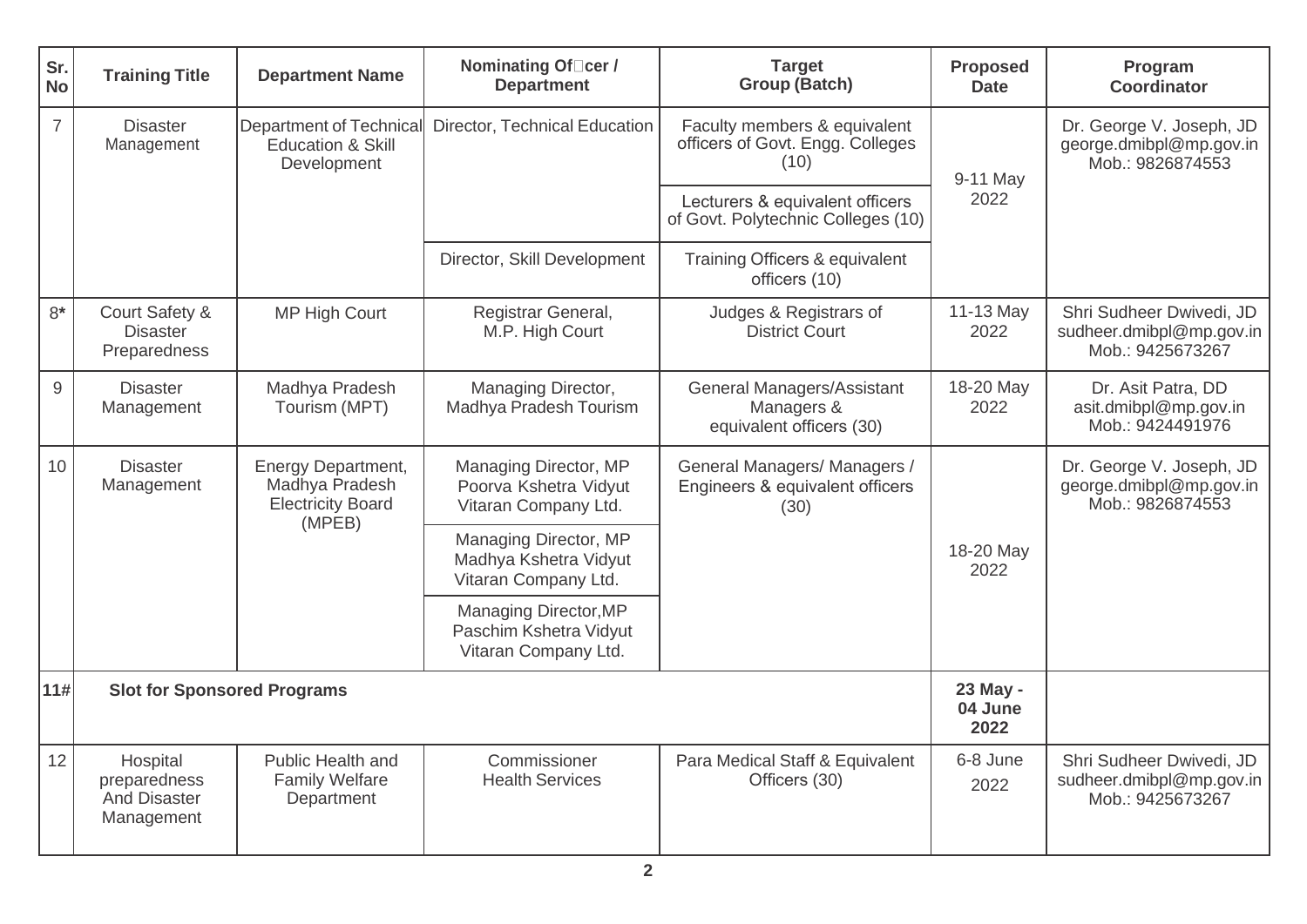| Sr. No | Training Title | Department Name | Nominating Officer / Department | Target Group (Batch) | Proposed Date | Program Coordinator |
|---|---|---|---|---|---|---|
| 7 | Disaster Management | Department of Technical Education & Skill Development | Director, Technical Education | Faculty members & equivalent officers of Govt. Engg. Colleges (10) | 9-11 May 2022 | Dr. George V. Joseph, JD george.dmibpl@mp.gov.in Mob.: 9826874553 |
| | | | | Lecturers & equivalent officers of Govt. Polytechnic Colleges (10) | | |
| | | | Director, Skill Development | Training Officers & equivalent officers (10) | | |
| 8* | Court Safety & Disaster Preparedness | MP High Court | Registrar General, M.P. High Court | Judges & Registrars of District Court | 11-13 May 2022 | Shri Sudheer Dwivedi, JD sudheer.dmibpl@mp.gov.in Mob.: 9425673267 |
| 9 | Disaster Management | Madhya Pradesh Tourism (MPT) | Managing Director, Madhya Pradesh Tourism | General Managers/Assistant Managers & equivalent officers (30) | 18-20 May 2022 | Dr. Asit Patra, DD asit.dmibpl@mp.gov.in Mob.: 9424491976 |
| 10 | Disaster Management | Energy Department, Madhya Pradesh Electricity Board (MPEB) | Managing Director, MP Poorva Kshetra Vidyut Vitaran Company Ltd. | General Managers/ Managers / Engineers & equivalent officers (30) | 18-20 May 2022 | Dr. George V. Joseph, JD george.dmibpl@mp.gov.in Mob.: 9826874553 |
| | | | Managing Director, MP Madhya Kshetra Vidyut Vitaran Company Ltd. | | | |
| | | | Managing Director,MP Paschim Kshetra Vidyut Vitaran Company Ltd. | | | |
| **11#** | **Slot for Sponsored Programs** | | | | **23 May - 04 June 2022** | |
| 12 | Hospital preparedness And Disaster Management | Public Health and Family Welfare Department | Commissioner Health Services | Para Medical Staff & Equivalent Officers (30) | 6-8 June 2022 | Shri Sudheer Dwivedi, JD sudheer.dmibpl@mp.gov.in Mob.: 9425673267 |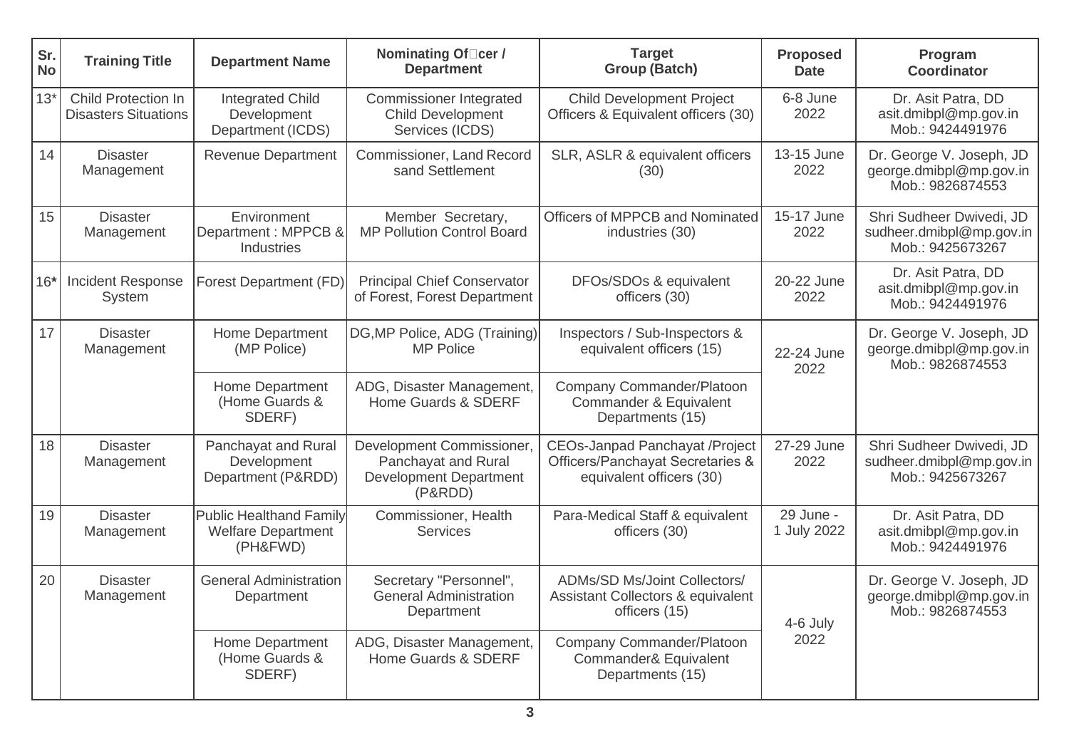| Sr. No | Training Title | Department Name | Nominating Officer / Department | Target Group (Batch) | Proposed Date | Program Coordinator |
|---|---|---|---|---|---|---|
| 13* | Child Protection In Disasters Situations | Integrated Child Development Department (ICDS) | Commissioner Integrated Child Development Services (ICDS) | Child Development Project Officers & Equivalent officers (30) | 6-8 June 2022 | Dr. Asit Patra, DD asit.dmibpl@mp.gov.in Mob.: 9424491976 |
| 14 | Disaster Management | Revenue Department | Commissioner, Land Record sand Settlement | SLR, ASLR & equivalent officers (30) | 13-15 June 2022 | Dr. George V. Joseph, JD george.dmibpl@mp.gov.in Mob.: 9826874553 |
| 15 | Disaster Management | Environment Department : MPPCB & Industries | Member Secretary, MP Pollution Control Board | Officers of MPPCB and Nominated industries (30) | 15-17 June 2022 | Shri Sudheer Dwivedi, JD sudheer.dmibpl@mp.gov.in Mob.: 9425673267 |
| 16* | Incident Response System | Forest Department (FD) | Principal Chief Conservator of Forest, Forest Department | DFOs/SDOs & equivalent officers (30) | 20-22 June 2022 | Dr. Asit Patra, DD asit.dmibpl@mp.gov.in Mob.: 9424491976 |
| 17 | Disaster Management | Home Department (MP Police) | DG,MP Police, ADG (Training) MP Police | Inspectors / Sub-Inspectors & equivalent officers (15) | 22-24 June 2022 | Dr. George V. Joseph, JD george.dmibpl@mp.gov.in Mob.: 9826874553 |
| | | Home Department (Home Guards & SDERF) | ADG, Disaster Management, Home Guards & SDERF | Company Commander/Platoon Commander & Equivalent Departments (15) | | |
| 18 | Disaster Management | Panchayat and Rural Development Department (P&RDD) | Development Commissioner, Panchayat and Rural Development Department (P&RDD) | CEOs-Janpad Panchayat /Project Officers/Panchayat Secretaries & equivalent officers (30) | 27-29 June 2022 | Shri Sudheer Dwivedi, JD sudheer.dmibpl@mp.gov.in Mob.: 9425673267 |
| 19 | Disaster Management | Public Healthand Family Welfare Department (PH&FWD) | Commissioner, Health Services | Para-Medical Staff & equivalent officers (30) | 29 June - 1 July 2022 | Dr. Asit Patra, DD asit.dmibpl@mp.gov.in Mob.: 9424491976 |
| 20 | Disaster Management | General Administration Department | Secretary "Personnel", General Administration Department | ADMs/SD Ms/Joint Collectors/ Assistant Collectors & equivalent officers (15) | 4-6 July 2022 | Dr. George V. Joseph, JD george.dmibpl@mp.gov.in Mob.: 9826874553 |
| | | Home Department (Home Guards & SDERF) | ADG, Disaster Management, Home Guards & SDERF | Company Commander/Platoon Commander& Equivalent Departments (15) | | |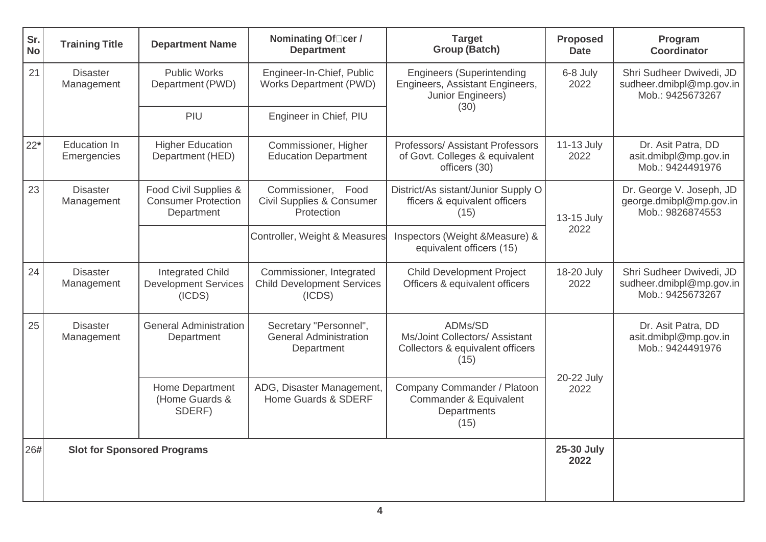| Sr. No | Training Title | Department Name | Nominating Of cer / Department | Target Group (Batch) | Proposed Date | Program Coordinator |
|---|---|---|---|---|---|---|
| 21 | Disaster Management | Public Works Department (PWD) | Engineer-In-Chief, Public Works Department (PWD) | Engineers (Superintending Engineers, Assistant Engineers, Junior Engineers) (30) | 6-8 July 2022 | Shri Sudheer Dwivedi, JD sudheer.dmibpl@mp.gov.in Mob.: 9425673267 |
| | | PIU | Engineer in Chief, PIU | | | |
| 22* | Education In Emergencies | Higher Education Department (HED) | Commissioner, Higher Education Department | Professors/ Assistant Professors of Govt. Colleges & equivalent officers (30) | 11-13 July 2022 | Dr. Asit Patra, DD asit.dmibpl@mp.gov.in Mob.: 9424491976 |
| 23 | Disaster Management | Food Civil Supplies & Consumer Protection Department | Commissioner, Food Civil Supplies & Consumer Protection | District/As sistant/Junior Supply O fficers & equivalent officers (15) | 13-15 July 2022 | Dr. George V. Joseph, JD george.dmibpl@mp.gov.in Mob.: 9826874553 |
| | | | Controller, Weight & Measures | Inspectors (Weight &Measure) & equivalent officers (15) | | |
| 24 | Disaster Management | Integrated Child Development Services (ICDS) | Commissioner, Integrated Child Development Services (ICDS) | Child Development Project Officers & equivalent officers | 18-20 July 2022 | Shri Sudheer Dwivedi, JD sudheer.dmibpl@mp.gov.in Mob.: 9425673267 |
| 25 | Disaster Management | General Administration Department | Secretary "Personnel", General Administration Department | ADMs/SD Ms/Joint Collectors/ Assistant Collectors & equivalent officers (15) | 20-22 July 2022 | Dr. Asit Patra, DD asit.dmibpl@mp.gov.in Mob.: 9424491976 |
| | | Home Department (Home Guards & SDERF) | ADG, Disaster Management, Home Guards & SDERF | Company Commander / Platoon Commander & Equivalent Departments (15) | | |
| 26# | **Slot for Sponsored Programs** | | | | **25-30 July 2022** | |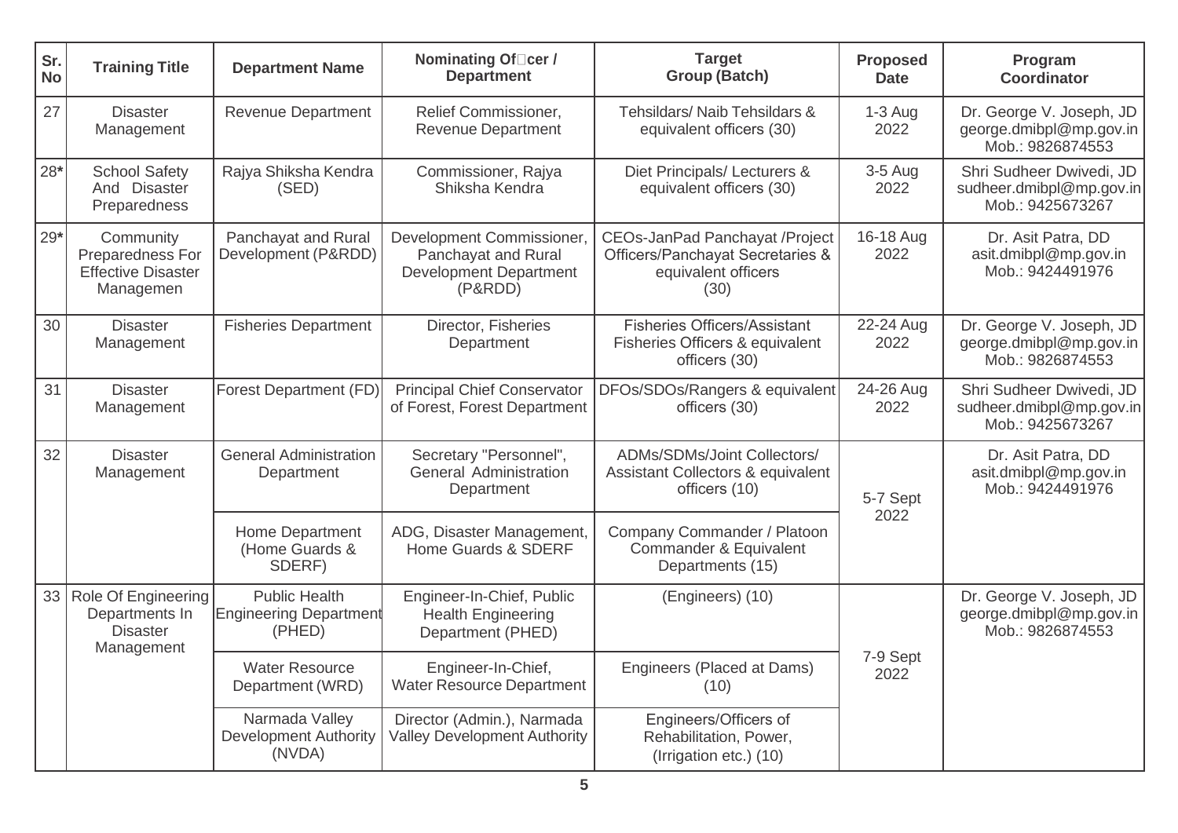| Sr. No | Training Title | Department Name | Nominating Officer / Department | Target Group (Batch) | Proposed Date | Program Coordinator |
|---|---|---|---|---|---|---|
| 27 | Disaster Management | Revenue Department | Relief Commissioner, Revenue Department | Tehsildars/ Naib Tehsildars & equivalent officers (30) | 1-3 Aug 2022 | Dr. George V. Joseph, JD george.dmibpl@mp.gov.in Mob.: 9826874553 |
| 28* | School Safety And Disaster Preparedness | Rajya Shiksha Kendra (SED) | Commissioner, Rajya Shiksha Kendra | Diet Principals/ Lecturers & equivalent officers (30) | 3-5 Aug 2022 | Shri Sudheer Dwivedi, JD sudheer.dmibpl@mp.gov.in Mob.: 9425673267 |
| 29* | Community Preparedness For Effective Disaster Managemen | Panchayat and Rural Development (P&RDD) | Development Commissioner, Panchayat and Rural Development Department (P&RDD) | CEOs-JanPad Panchayat /Project Officers/Panchayat Secretaries & equivalent officers (30) | 16-18 Aug 2022 | Dr. Asit Patra, DD asit.dmibpl@mp.gov.in Mob.: 9424491976 |
| 30 | Disaster Management | Fisheries Department | Director, Fisheries Department | Fisheries Officers/Assistant Fisheries Officers & equivalent officers (30) | 22-24 Aug 2022 | Dr. George V. Joseph, JD george.dmibpl@mp.gov.in Mob.: 9826874553 |
| 31 | Disaster Management | Forest Department (FD) | Principal Chief Conservator of Forest, Forest Department | DFOs/SDOs/Rangers & equivalent officers (30) | 24-26 Aug 2022 | Shri Sudheer Dwivedi, JD sudheer.dmibpl@mp.gov.in Mob.: 9425673267 |
| 32 | Disaster Management | General Administration Department | Secretary "Personnel", General Administration Department | ADMs/SDMs/Joint Collectors/ Assistant Collectors & equivalent officers (10) | 5-7 Sept 2022 | Dr. Asit Patra, DD asit.dmibpl@mp.gov.in Mob.: 9424491976 |
| | | Home Department (Home Guards & SDERF) | ADG, Disaster Management, Home Guards & SDERF | Company Commander / Platoon Commander & Equivalent Departments (15) | | |
| 33 | Role Of Engineering Departments In Disaster Management | Public Health Engineering Department (PHED) | Engineer-In-Chief, Public Health Engineering Department (PHED) | (Engineers) (10) | 7-9 Sept 2022 | Dr. George V. Joseph, JD george.dmibpl@mp.gov.in Mob.: 9826874553 |
| | | Water Resource Department (WRD) | Engineer-In-Chief, Water Resource Department | Engineers (Placed at Dams) (10) | | |
| | | Narmada Valley Development Authority (NVDA) | Director (Admin.), Narmada Valley Development Authority | Engineers/Officers of Rehabilitation, Power, (Irrigation etc.) (10) | | |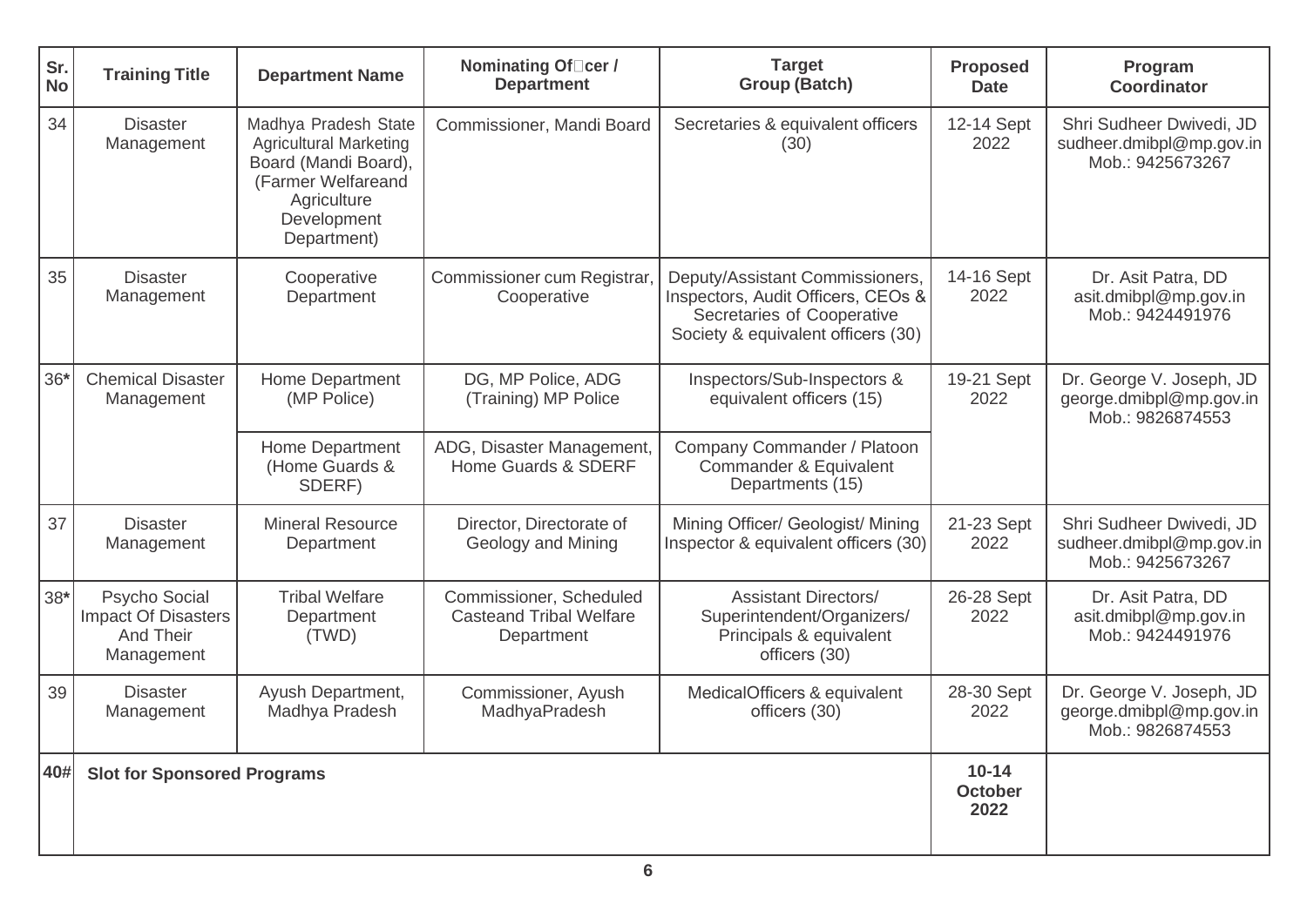| Sr. No | Training Title | Department Name | Nominating Of cer / Department | Target Group (Batch) | Proposed Date | Program Coordinator |
|---|---|---|---|---|---|---|
| 34 | Disaster Management | Madhya Pradesh State Agricultural Marketing Board (Mandi Board), (Farmer Welfareand Agriculture Development Department) | Commissioner, Mandi Board | Secretaries & equivalent officers (30) | 12-14 Sept 2022 | Shri Sudheer Dwivedi, JD sudheer.dmibpl@mp.gov.in Mob.: 9425673267 |
| 35 | Disaster Management | Cooperative Department | Commissioner cum Registrar, Cooperative | Deputy/Assistant Commissioners, Inspectors, Audit Officers, CEOs & Secretaries of Cooperative Society & equivalent officers (30) | 14-16 Sept 2022 | Dr. Asit Patra, DD asit.dmibpl@mp.gov.in Mob.: 9424491976 |
| 36* | Chemical Disaster Management | Home Department (MP Police) | DG, MP Police, ADG (Training) MP Police | Inspectors/Sub-Inspectors & equivalent officers (15) | 19-21 Sept 2022 | Dr. George V. Joseph, JD george.dmibpl@mp.gov.in Mob.: 9826874553 |
| | | Home Department (Home Guards & SDERF) | ADG, Disaster Management, Home Guards & SDERF | Company Commander / Platoon Commander & Equivalent Departments (15) | | |
| 37 | Disaster Management | Mineral Resource Department | Director, Directorate of Geology and Mining | Mining Officer/ Geologist/ Mining Inspector & equivalent officers (30) | 21-23 Sept 2022 | Shri Sudheer Dwivedi, JD sudheer.dmibpl@mp.gov.in Mob.: 9425673267 |
| 38* | Psycho Social Impact Of Disasters And Their Management | Tribal Welfare Department (TWD) | Commissioner, Scheduled Casteand Tribal Welfare Department | Assistant Directors/ Superintendent/Organizers/ Principals & equivalent officers (30) | 26-28 Sept 2022 | Dr. Asit Patra, DD asit.dmibpl@mp.gov.in Mob.: 9424491976 |
| 39 | Disaster Management | Ayush Department, Madhya Pradesh | Commissioner, Ayush MadhyaPradesh | MedicalOfficers & equivalent officers (30) | 28-30 Sept 2022 | Dr. George V. Joseph, JD george.dmibpl@mp.gov.in Mob.: 9826874553 |
| **40#** | **Slot for Sponsored Programs** | | | | **10-14 October 2022** | |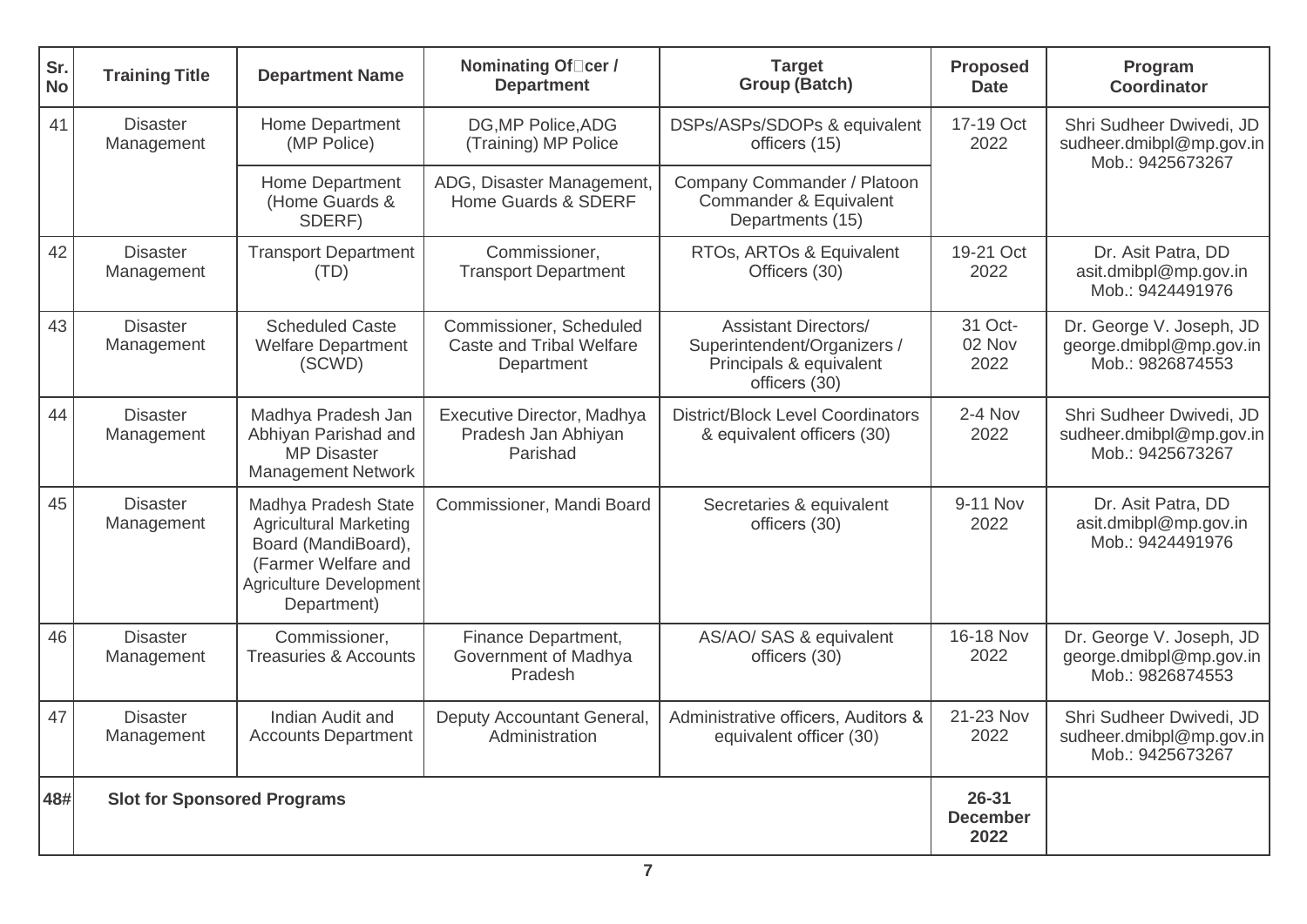| Sr. No | Training Title | Department Name | Nominating Officer / Department | Target Group (Batch) | Proposed Date | Program Coordinator |
|---|---|---|---|---|---|---|
| 41 | Disaster Management | Home Department (MP Police) | DG,MP Police,ADG (Training) MP Police | DSPs/ASPs/SDOPs & equivalent officers (15) | 17-19 Oct 2022 | Shri Sudheer Dwivedi, JD sudheer.dmibpl@mp.gov.in Mob.: 9425673267 |
| | | Home Department (Home Guards & SDERF) | ADG, Disaster Management, Home Guards & SDERF | Company Commander / Platoon Commander & Equivalent Departments (15) | | |
| 42 | Disaster Management | Transport Department (TD) | Commissioner, Transport Department | RTOs, ARTOs & Equivalent Officers (30) | 19-21 Oct 2022 | Dr. Asit Patra, DD asit.dmibpl@mp.gov.in Mob.: 9424491976 |
| 43 | Disaster Management | Scheduled Caste Welfare Department (SCWD) | Commissioner, Scheduled Caste and Tribal Welfare Department | Assistant Directors/ Superintendent/Organizers / Principals & equivalent officers (30) | 31 Oct-02 Nov 2022 | Dr. George V. Joseph, JD george.dmibpl@mp.gov.in Mob.: 9826874553 |
| 44 | Disaster Management | Madhya Pradesh Jan Abhiyan Parishad and MP Disaster Management Network | Executive Director, Madhya Pradesh Jan Abhiyan Parishad | District/Block Level Coordinators & equivalent officers (30) | 2-4 Nov 2022 | Shri Sudheer Dwivedi, JD sudheer.dmibpl@mp.gov.in Mob.: 9425673267 |
| 45 | Disaster Management | Madhya Pradesh State Agricultural Marketing Board (MandiBoard), (Farmer Welfare and Agriculture Development Department) | Commissioner, Mandi Board | Secretaries & equivalent officers (30) | 9-11 Nov 2022 | Dr. Asit Patra, DD asit.dmibpl@mp.gov.in Mob.: 9424491976 |
| 46 | Disaster Management | Commissioner, Treasuries & Accounts | Finance Department, Government of Madhya Pradesh | AS/AO/ SAS & equivalent officers (30) | 16-18 Nov 2022 | Dr. George V. Joseph, JD george.dmibpl@mp.gov.in Mob.: 9826874553 |
| 47 | Disaster Management | Indian Audit and Accounts Department | Deputy Accountant General, Administration | Administrative officers, Auditors & equivalent officer (30) | 21-23 Nov 2022 | Shri Sudheer Dwivedi, JD sudheer.dmibpl@mp.gov.in Mob.: 9425673267 |
| **48#** | **Slot for Sponsored Programs** | | | | **26-31 December 2022** | |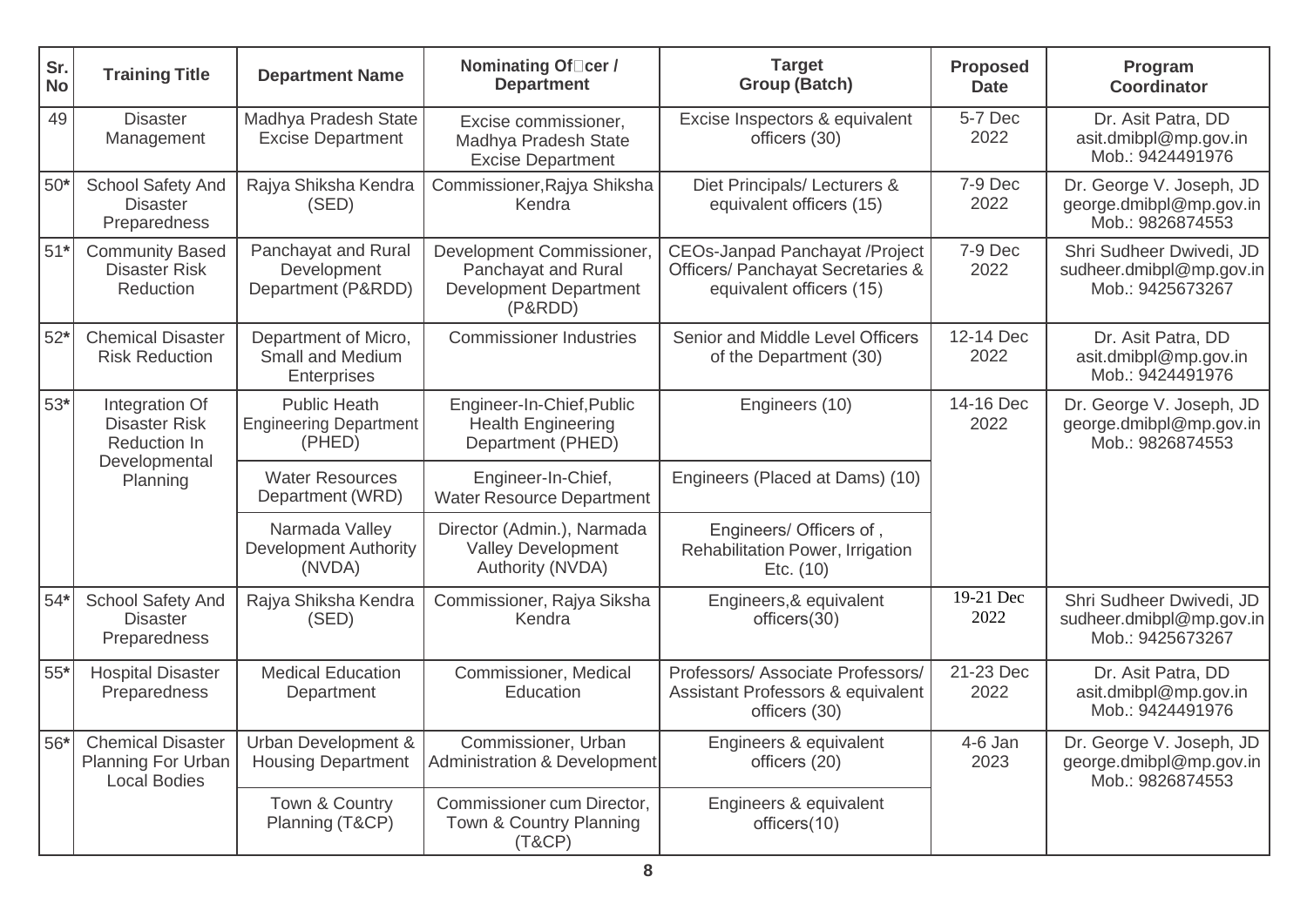| Sr. No | Training Title | Department Name | Nominating Officer / Department | Target Group (Batch) | Proposed Date | Program Coordinator |
|---|---|---|---|---|---|---|
| 49 | Disaster Management | Madhya Pradesh State Excise Department | Excise commissioner, Madhya Pradesh State Excise Department | Excise Inspectors & equivalent officers (30) | 5-7 Dec 2022 | Dr. Asit Patra, DD asit.dmibpl@mp.gov.in Mob.: 9424491976 |
| 50* | School Safety And Disaster Preparedness | Rajya Shiksha Kendra (SED) | Commissioner,Rajya Shiksha Kendra | Diet Principals/ Lecturers & equivalent officers (15) | 7-9 Dec 2022 | Dr. George V. Joseph, JD george.dmibpl@mp.gov.in Mob.: 9826874553 |
| 51* | Community Based Disaster Risk Reduction | Panchayat and Rural Development Department (P&RDD) | Development Commissioner, Panchayat and Rural Development Department (P&RDD) | CEOs-Janpad Panchayat /Project Officers/ Panchayat Secretaries & equivalent officers (15) | 7-9 Dec 2022 | Shri Sudheer Dwivedi, JD sudheer.dmibpl@mp.gov.in Mob.: 9425673267 |
| 52* | Chemical Disaster Risk Reduction | Department of Micro, Small and Medium Enterprises | Commissioner Industries | Senior and Middle Level Officers of the Department (30) | 12-14 Dec 2022 | Dr. Asit Patra, DD asit.dmibpl@mp.gov.in Mob.: 9424491976 |
| 53* | Integration Of Disaster Risk Reduction In Developmental Planning | Public Heath Engineering Department (PHED) | Engineer-In-Chief,Public Health Engineering Department (PHED) | Engineers (10) | 14-16 Dec 2022 | Dr. George V. Joseph, JD george.dmibpl@mp.gov.in Mob.: 9826874553 |
| | | Water Resources Department (WRD) | Engineer-In-Chief, Water Resource Department | Engineers (Placed at Dams) (10) | | |
| | | Narmada Valley Development Authority (NVDA) | Director (Admin.), Narmada Valley Development Authority (NVDA) | Engineers/ Officers of , Rehabilitation Power, Irrigation Etc. (10) | | |
| 54* | School Safety And Disaster Preparedness | Rajya Shiksha Kendra (SED) | Commissioner, Rajya Siksha Kendra | Engineers,& equivalent officers(30) | 19-21 Dec 2022 | Shri Sudheer Dwivedi, JD sudheer.dmibpl@mp.gov.in Mob.: 9425673267 |
| 55* | Hospital Disaster Preparedness | Medical Education Department | Commissioner, Medical Education | Professors/ Associate Professors/ Assistant Professors & equivalent officers (30) | 21-23 Dec 2022 | Dr. Asit Patra, DD asit.dmibpl@mp.gov.in Mob.: 9424491976 |
| 56* | Chemical Disaster Planning For Urban Local Bodies | Urban Development & Housing Department | Commissioner, Urban Administration & Development | Engineers & equivalent officers (20) | 4-6 Jan 2023 | Dr. George V. Joseph, JD george.dmibpl@mp.gov.in Mob.: 9826874553 |
| | | Town & Country Planning (T&CP) | Commissioner cum Director, Town & Country Planning (T&CP) | Engineers & equivalent officers(10) | | |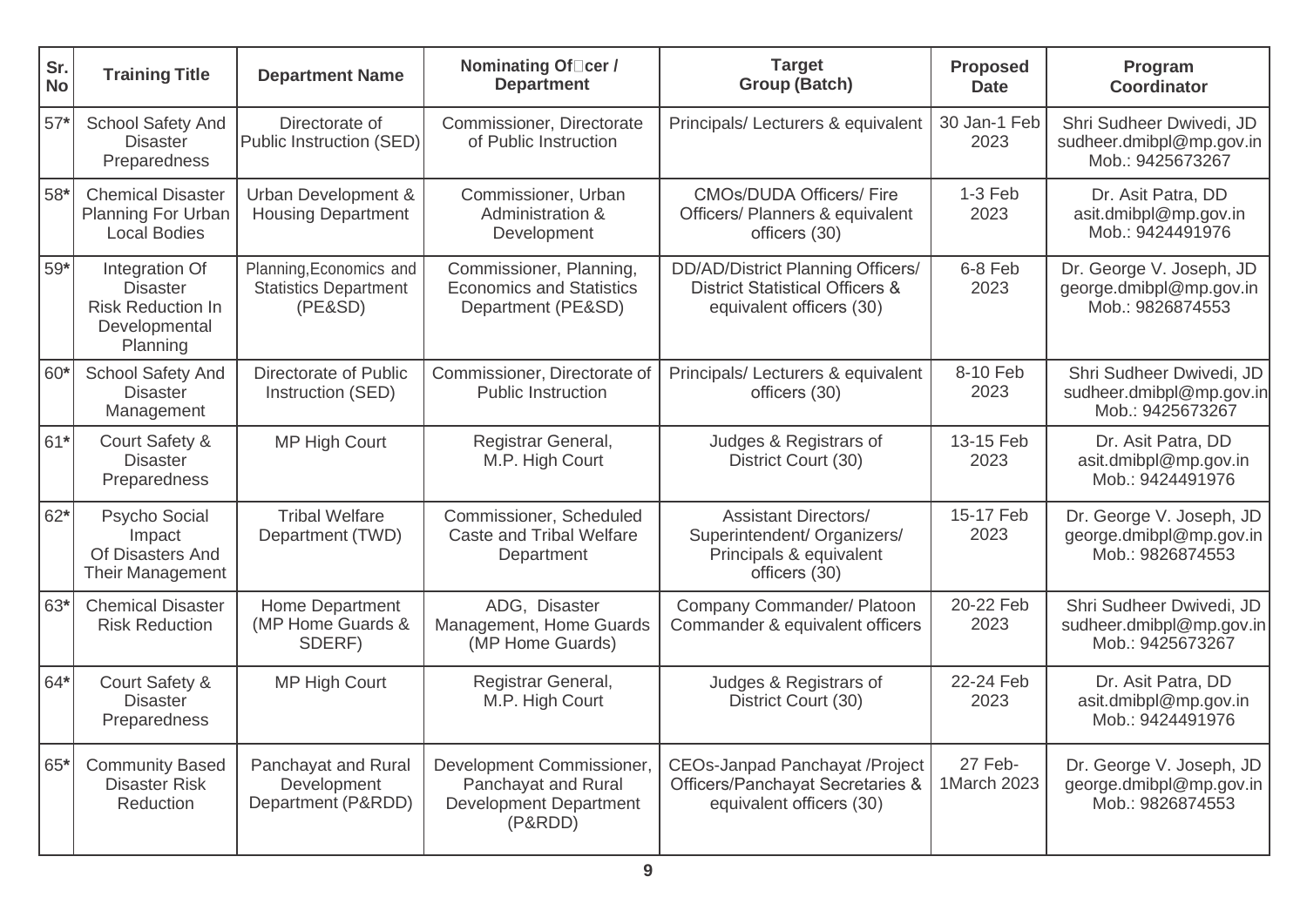| Sr. No | Training Title | Department Name | Nominating Officer / Department | Target Group (Batch) | Proposed Date | Program Coordinator |
|---|---|---|---|---|---|---|
| 57* | School Safety And Disaster Preparedness | Directorate of Public Instruction (SED) | Commissioner, Directorate of Public Instruction | Principals/ Lecturers & equivalent | 30 Jan-1 Feb 2023 | Shri Sudheer Dwivedi, JD sudheer.dmibpl@mp.gov.in Mob.: 9425673267 |
| 58* | Chemical Disaster Planning For Urban Local Bodies | Urban Development & Housing Department | Commissioner, Urban Administration & Development | CMOs/DUDA Officers/ Fire Officers/ Planners & equivalent officers (30) | 1-3 Feb 2023 | Dr. Asit Patra, DD asit.dmibpl@mp.gov.in Mob.: 9424491976 |
| 59* | Integration Of Disaster Risk Reduction In Developmental Planning | Planning,Economics and Statistics Department (PE&SD) | Commissioner, Planning, Economics and Statistics Department (PE&SD) | DD/AD/District Planning Officers/ District Statistical Officers & equivalent officers (30) | 6-8 Feb 2023 | Dr. George V. Joseph, JD george.dmibpl@mp.gov.in Mob.: 9826874553 |
| 60* | School Safety And Disaster Management | Directorate of Public Instruction (SED) | Commissioner, Directorate of Public Instruction | Principals/ Lecturers & equivalent officers (30) | 8-10 Feb 2023 | Shri Sudheer Dwivedi, JD sudheer.dmibpl@mp.gov.in Mob.: 9425673267 |
| 61* | Court Safety & Disaster Preparedness | MP High Court | Registrar General, M.P. High Court | Judges & Registrars of District Court (30) | 13-15 Feb 2023 | Dr. Asit Patra, DD asit.dmibpl@mp.gov.in Mob.: 9424491976 |
| 62* | Psycho Social Impact Of Disasters And Their Management | Tribal Welfare Department (TWD) | Commissioner, Scheduled Caste and Tribal Welfare Department | Assistant Directors/ Superintendent/ Organizers/ Principals & equivalent officers (30) | 15-17 Feb 2023 | Dr. George V. Joseph, JD george.dmibpl@mp.gov.in Mob.: 9826874553 |
| 63* | Chemical Disaster Risk Reduction | Home Department (MP Home Guards & SDERF) | ADG, Disaster Management, Home Guards (MP Home Guards) | Company Commander/ Platoon Commander & equivalent officers | 20-22 Feb 2023 | Shri Sudheer Dwivedi, JD sudheer.dmibpl@mp.gov.in Mob.: 9425673267 |
| 64* | Court Safety & Disaster Preparedness | MP High Court | Registrar General, M.P. High Court | Judges & Registrars of District Court (30) | 22-24 Feb 2023 | Dr. Asit Patra, DD asit.dmibpl@mp.gov.in Mob.: 9424491976 |
| 65* | Community Based Disaster Risk Reduction | Panchayat and Rural Development Department (P&RDD) | Development Commissioner, Panchayat and Rural Development Department (P&RDD) | CEOs-Janpad Panchayat /Project Officers/Panchayat Secretaries & equivalent officers (30) | 27 Feb-1March 2023 | Dr. George V. Joseph, JD george.dmibpl@mp.gov.in Mob.: 9826874553 |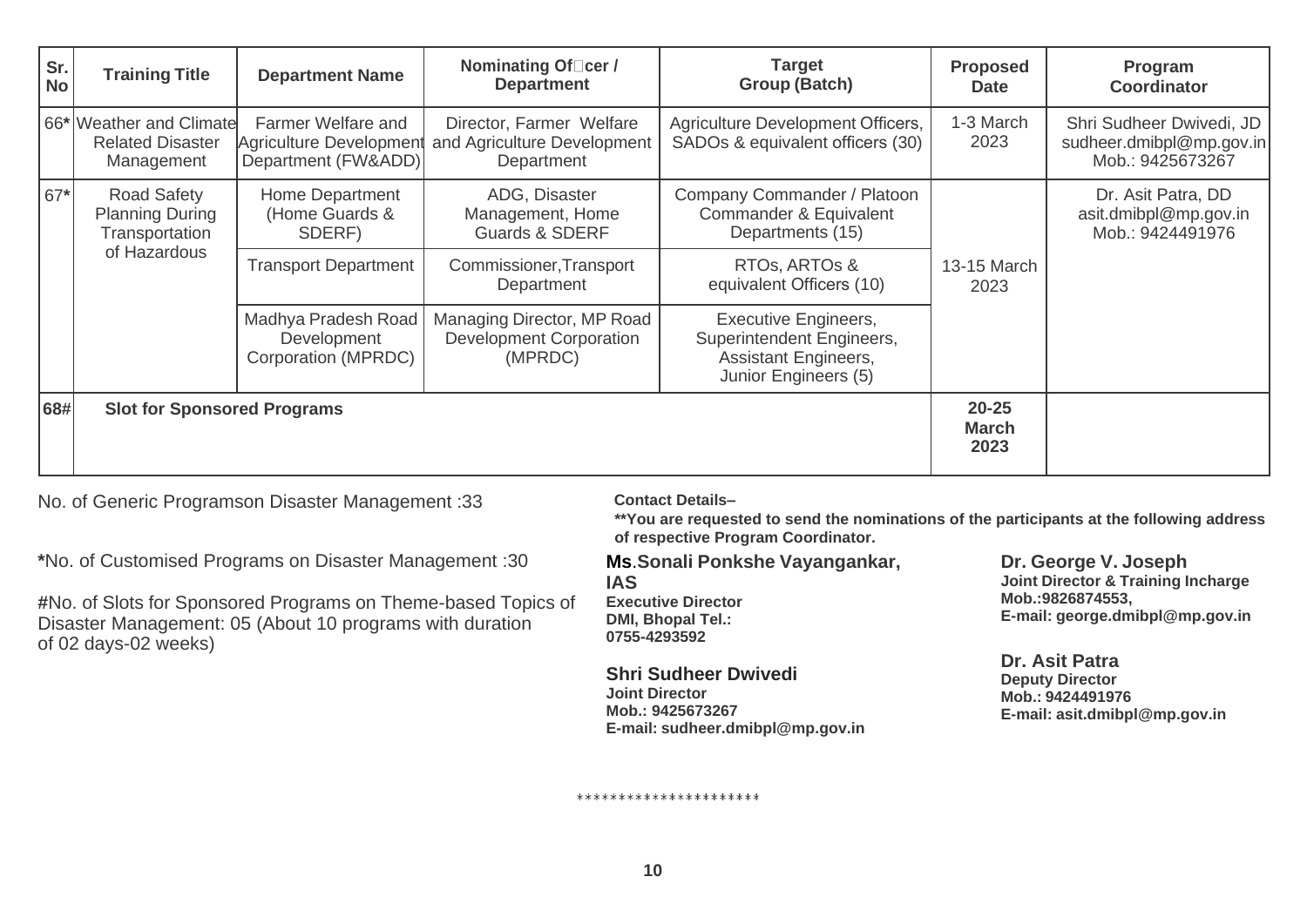| Sr. No | Training Title | Department Name | Nominating Of□cer / Department | Target Group (Batch) | Proposed Date | Program Coordinator |
|---|---|---|---|---|---|---|
| 66* | Weather and Climate Related Disaster Management | Farmer Welfare and Agriculture Development Department (FW&ADD) | Director, Farmer Welfare and Agriculture Development Department | Agriculture Development Officers, SADOs & equivalent officers (30) | 1-3 March 2023 | Shri Sudheer Dwivedi, JD sudheer.dmibpl@mp.gov.in Mob.: 9425673267 |
| 67* | Road Safety Planning During Transportation of Hazardous | Home Department (Home Guards & SDERF) | ADG, Disaster Management, Home Guards & SDERF | Company Commander / Platoon Commander & Equivalent Departments (15) | 13-15 March 2023 | Dr. Asit Patra, DD asit.dmibpl@mp.gov.in Mob.: 9424491976 |
| | | Transport Department | Commissioner,Transport Department | RTOs, ARTOs & equivalent Officers (10) | | |
| | | Madhya Pradesh Road Development Corporation (MPRDC) | Managing Director, MP Road Development Corporation (MPRDC) | Executive Engineers, Superintendent Engineers, Assistant Engineers, Junior Engineers (5) | | |
| **68#** | **Slot for Sponsored Programs** | | | | **20-25 March 2023** | |

No. of Generic Programson Disaster Management :33

*No. of Customised Programs on Disaster Management :30

#No. of Slots for Sponsored Programs on Theme-based Topics of Disaster Management: 05 (About 10 programs with duration of 02 days-02 weeks)

**Contact Details–**

****You are requested to send the nominations of the participants at the following address of respective Program Coordinator.**

**Ms.Sonali Ponkshe Vayangankar, IAS**
**Executive Director**
**DMI, Bhopal Tel.: 0755-4293592**

**Shri Sudheer Dwivedi**
**Joint Director**
**Mob.: 9425673267**
**E-mail: sudheer.dmibpl@mp.gov.in**

**Dr. George V. Joseph**
**Joint Director & Training Incharge**
**Mob.:9826874553,**
**E-mail: george.dmibpl@mp.gov.in**

**Dr. Asit Patra**
**Deputy Director**
**Mob.: 9424491976**
**E-mail: asit.dmibpl@mp.gov.in**

*********************